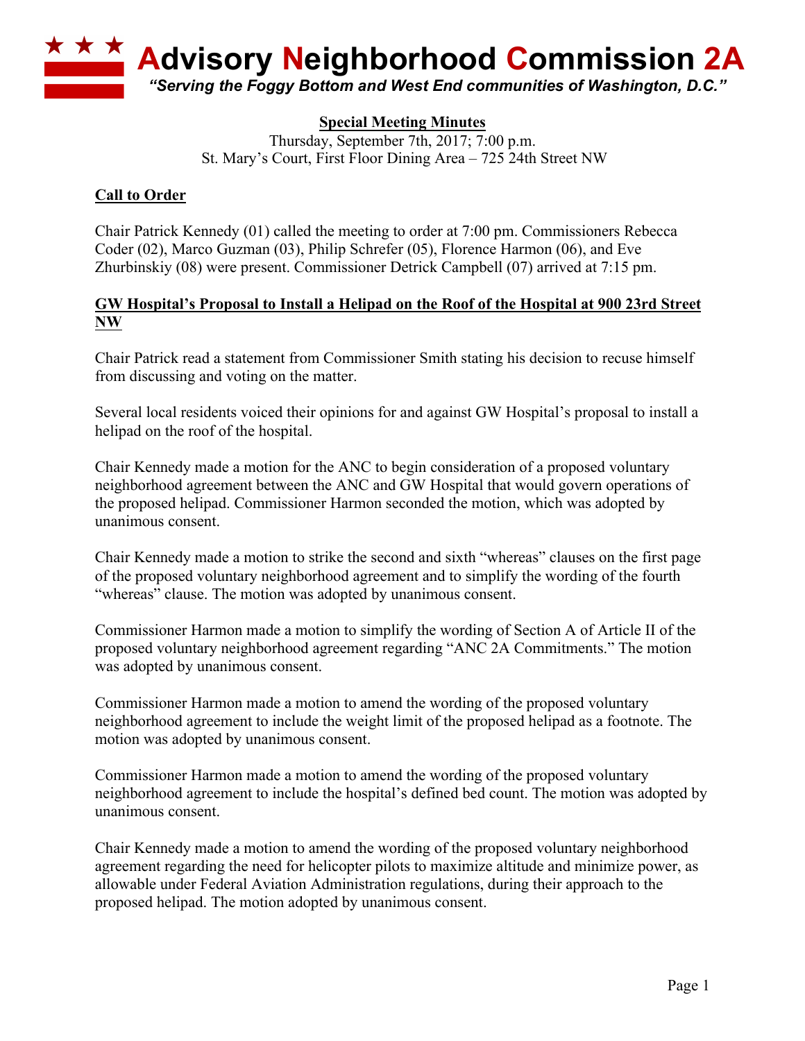# Advisory Neighborhood Commission 2A

*"Serving the Foggy Bottom and West End communities of Washington, D.C."*

**Special Meeting Minutes**

Thursday, September 7th, 2017; 7:00 p.m.
St. Mary's Court, First Floor Dining Area – 725 24th Street NW

## Call to Order

Chair Patrick Kennedy (01) called the meeting to order at 7:00 pm. Commissioners Rebecca Coder (02), Marco Guzman (03), Philip Schrefer (05), Florence Harmon (06), and Eve Zhurbinskiy (08) were present. Commissioner Detrick Campbell (07) arrived at 7:15 pm.

## GW Hospital's Proposal to Install a Helipad on the Roof of the Hospital at 900 23rd Street NW

Chair Patrick read a statement from Commissioner Smith stating his decision to recuse himself from discussing and voting on the matter.

Several local residents voiced their opinions for and against GW Hospital's proposal to install a helipad on the roof of the hospital.

Chair Kennedy made a motion for the ANC to begin consideration of a proposed voluntary neighborhood agreement between the ANC and GW Hospital that would govern operations of the proposed helipad. Commissioner Harmon seconded the motion, which was adopted by unanimous consent.

Chair Kennedy made a motion to strike the second and sixth "whereas" clauses on the first page of the proposed voluntary neighborhood agreement and to simplify the wording of the fourth "whereas" clause. The motion was adopted by unanimous consent.

Commissioner Harmon made a motion to simplify the wording of Section A of Article II of the proposed voluntary neighborhood agreement regarding "ANC 2A Commitments." The motion was adopted by unanimous consent.

Commissioner Harmon made a motion to amend the wording of the proposed voluntary neighborhood agreement to include the weight limit of the proposed helipad as a footnote. The motion was adopted by unanimous consent.

Commissioner Harmon made a motion to amend the wording of the proposed voluntary neighborhood agreement to include the hospital's defined bed count. The motion was adopted by unanimous consent.

Chair Kennedy made a motion to amend the wording of the proposed voluntary neighborhood agreement regarding the need for helicopter pilots to maximize altitude and minimize power, as allowable under Federal Aviation Administration regulations, during their approach to the proposed helipad. The motion adopted by unanimous consent.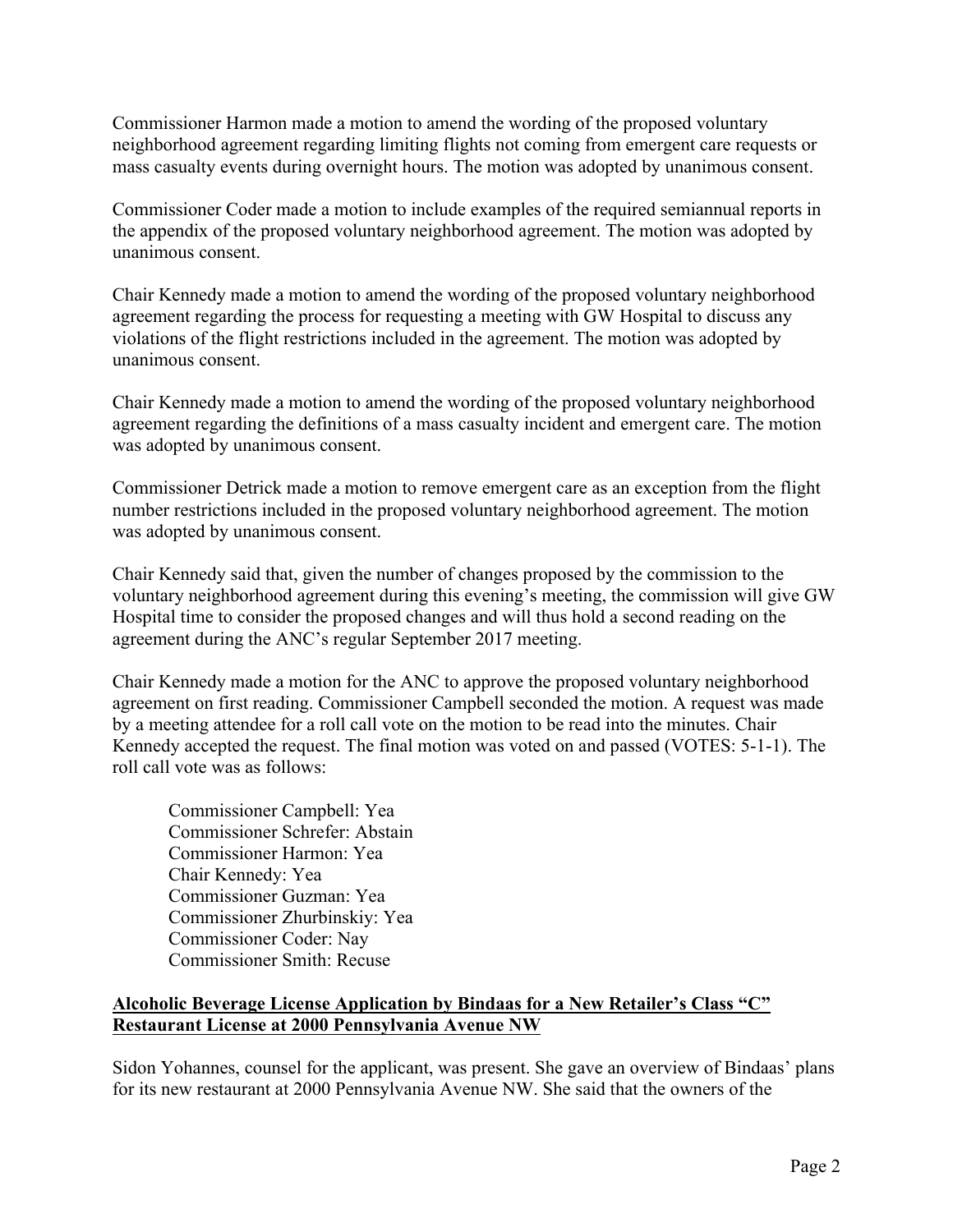Commissioner Harmon made a motion to amend the wording of the proposed voluntary neighborhood agreement regarding limiting flights not coming from emergent care requests or mass casualty events during overnight hours. The motion was adopted by unanimous consent.

Commissioner Coder made a motion to include examples of the required semiannual reports in the appendix of the proposed voluntary neighborhood agreement. The motion was adopted by unanimous consent.

Chair Kennedy made a motion to amend the wording of the proposed voluntary neighborhood agreement regarding the process for requesting a meeting with GW Hospital to discuss any violations of the flight restrictions included in the agreement. The motion was adopted by unanimous consent.

Chair Kennedy made a motion to amend the wording of the proposed voluntary neighborhood agreement regarding the definitions of a mass casualty incident and emergent care. The motion was adopted by unanimous consent.

Commissioner Detrick made a motion to remove emergent care as an exception from the flight number restrictions included in the proposed voluntary neighborhood agreement. The motion was adopted by unanimous consent.

Chair Kennedy said that, given the number of changes proposed by the commission to the voluntary neighborhood agreement during this evening's meeting, the commission will give GW Hospital time to consider the proposed changes and will thus hold a second reading on the agreement during the ANC's regular September 2017 meeting.

Chair Kennedy made a motion for the ANC to approve the proposed voluntary neighborhood agreement on first reading. Commissioner Campbell seconded the motion. A request was made by a meeting attendee for a roll call vote on the motion to be read into the minutes. Chair Kennedy accepted the request. The final motion was voted on and passed (VOTES: 5-1-1). The roll call vote was as follows:

Commissioner Campbell: Yea
Commissioner Schrefer: Abstain
Commissioner Harmon: Yea
Chair Kennedy: Yea
Commissioner Guzman: Yea
Commissioner Zhurbinskiy: Yea
Commissioner Coder: Nay
Commissioner Smith: Recuse

## Alcoholic Beverage License Application by Bindaas for a New Retailer's Class "C" Restaurant License at 2000 Pennsylvania Avenue NW

Sidon Yohannes, counsel for the applicant, was present. She gave an overview of Bindaas' plans for its new restaurant at 2000 Pennsylvania Avenue NW. She said that the owners of the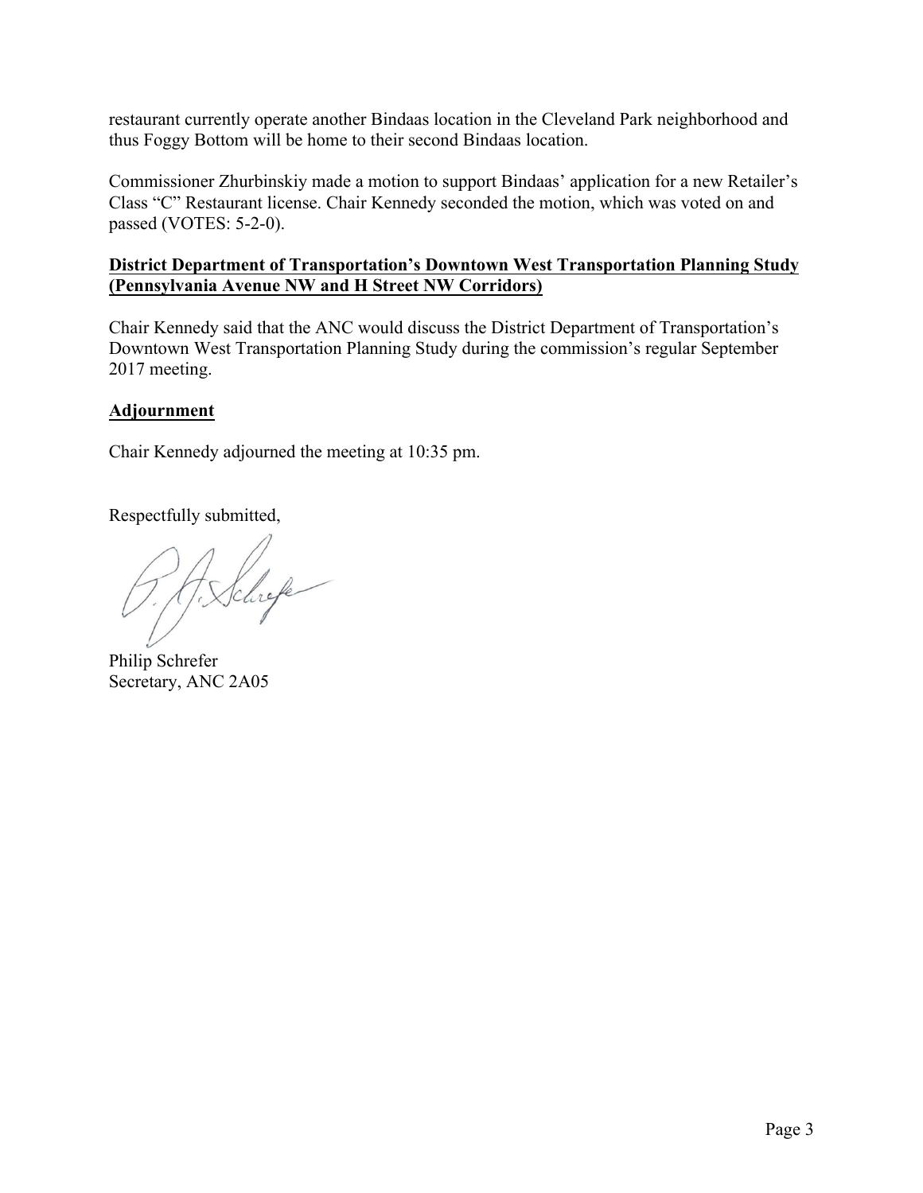restaurant currently operate another Bindaas location in the Cleveland Park neighborhood and thus Foggy Bottom will be home to their second Bindaas location.

Commissioner Zhurbinskiy made a motion to support Bindaas' application for a new Retailer's Class "C" Restaurant license. Chair Kennedy seconded the motion, which was voted on and passed (VOTES: 5-2-0).

## District Department of Transportation's Downtown West Transportation Planning Study (Pennsylvania Avenue NW and H Street NW Corridors)

Chair Kennedy said that the ANC would discuss the District Department of Transportation's Downtown West Transportation Planning Study during the commission's regular September 2017 meeting.

## Adjournment

Chair Kennedy adjourned the meeting at 10:35 pm.

Respectfully submitted,

Philip Schrefer
Secretary, ANC 2A05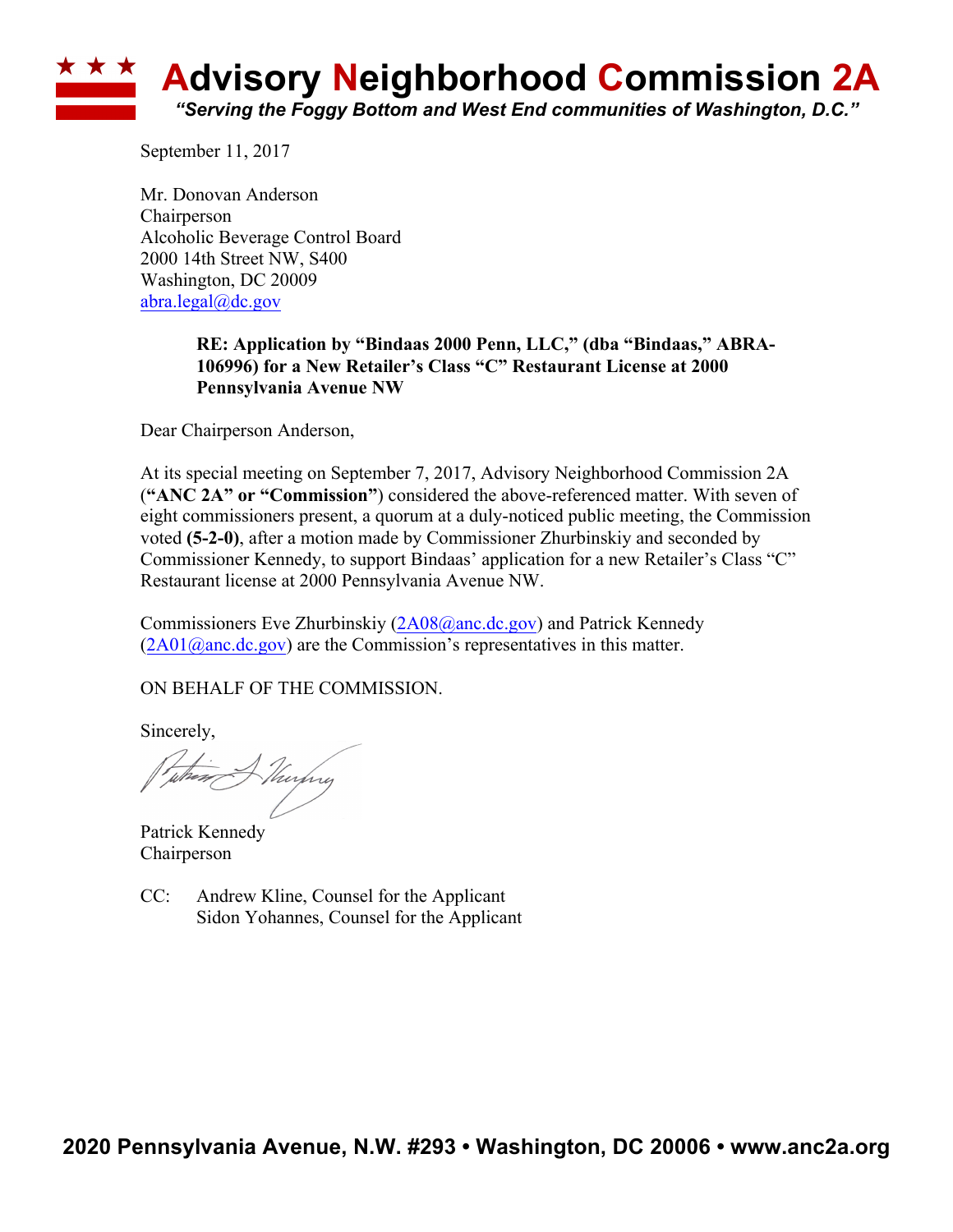# **A**dvisory **N**eighborhood **C**ommission 2A

*"Serving the Foggy Bottom and West End communities of Washington, D.C."*

September 11, 2017

Mr. Donovan Anderson
Chairperson
Alcoholic Beverage Control Board
2000 14th Street NW, S400
Washington, DC 20009
abra.legal@dc.gov

**RE: Application by "Bindaas 2000 Penn, LLC," (dba "Bindaas," ABRA-106996) for a New Retailer's Class "C" Restaurant License at 2000 Pennsylvania Avenue NW**

Dear Chairperson Anderson,

At its special meeting on September 7, 2017, Advisory Neighborhood Commission 2A (**"ANC 2A" or "Commission"**) considered the above-referenced matter. With seven of eight commissioners present, a quorum at a duly-noticed public meeting, the Commission voted **(5-2-0)**, after a motion made by Commissioner Zhurbinskiy and seconded by Commissioner Kennedy, to support Bindaas' application for a new Retailer's Class "C" Restaurant license at 2000 Pennsylvania Avenue NW.

Commissioners Eve Zhurbinskiy (2A08@anc.dc.gov) and Patrick Kennedy (2A01@anc.dc.gov) are the Commission's representatives in this matter.

ON BEHALF OF THE COMMISSION.

Sincerely,

Patrick Kennedy
Chairperson

CC: Andrew Kline, Counsel for the Applicant
Sidon Yohannes, Counsel for the Applicant

**2020 Pennsylvania Avenue, N.W. #293 • Washington, DC 20006 • www.anc2a.org**